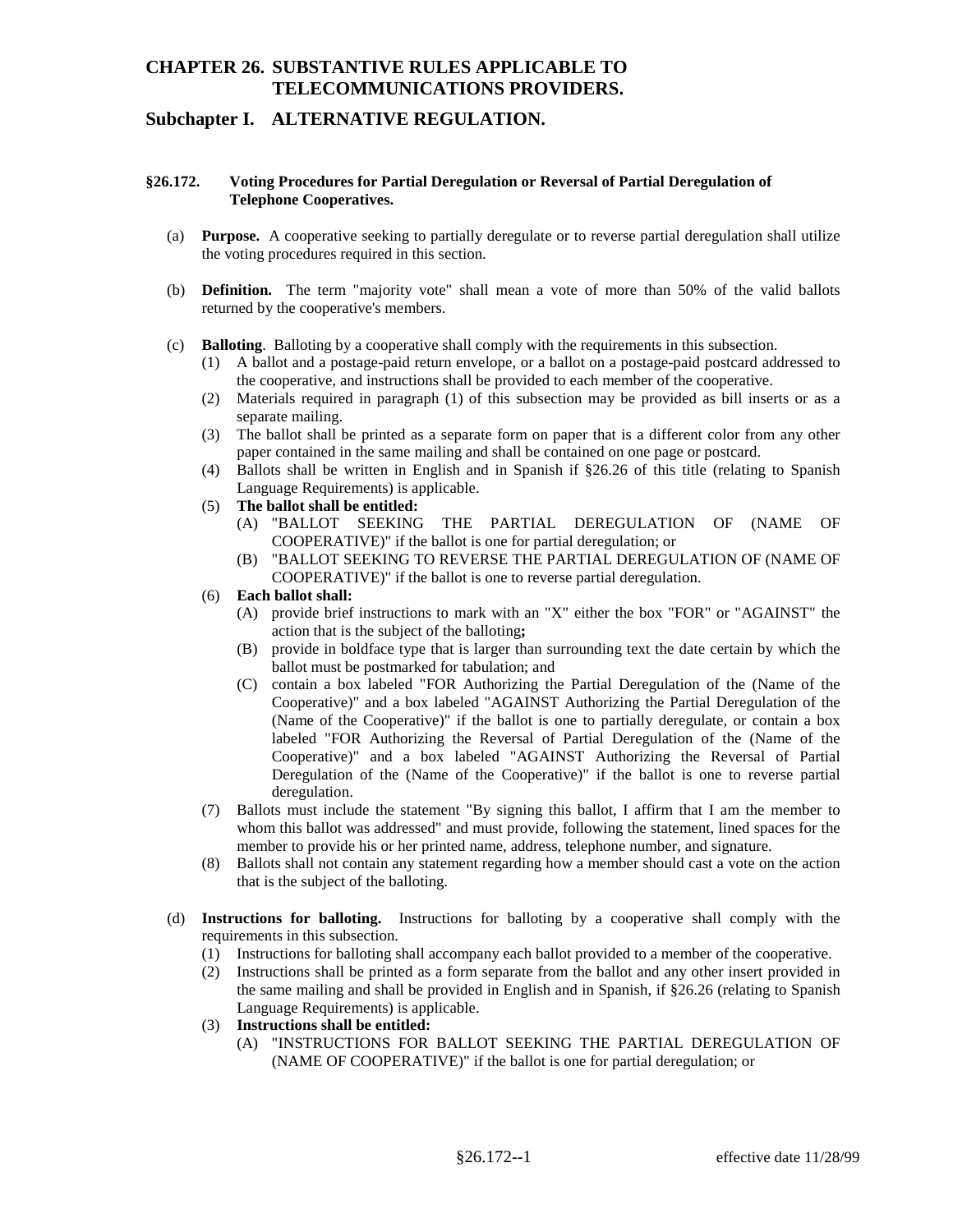# CHAPTER 26. SUBSTANTIVE RULES APPLICABLE TO TELECOMMUNICATIONS PROVIDERS.

## Subchapter I. ALTERNATIVE REGULATION.

### §26.172. Voting Procedures for Partial Deregulation or Reversal of Partial Deregulation of Telephone Cooperatives.

(a) **Purpose.** A cooperative seeking to partially deregulate or to reverse partial deregulation shall utilize the voting procedures required in this section.

(b) **Definition.** The term "majority vote" shall mean a vote of more than 50% of the valid ballots returned by the cooperative's members.

(c) **Balloting**. Balloting by a cooperative shall comply with the requirements in this subsection.

- (1) A ballot and a postage-paid return envelope, or a ballot on a postage-paid postcard addressed to the cooperative, and instructions shall be provided to each member of the cooperative.
- (2) Materials required in paragraph (1) of this subsection may be provided as bill inserts or as a separate mailing.
- (3) The ballot shall be printed as a separate form on paper that is a different color from any other paper contained in the same mailing and shall be contained on one page or postcard.
- (4) Ballots shall be written in English and in Spanish if §26.26 of this title (relating to Spanish Language Requirements) is applicable.
- (5) **The ballot shall be entitled:**
  - (A) "BALLOT SEEKING THE PARTIAL DEREGULATION OF (NAME OF COOPERATIVE)" if the ballot is one for partial deregulation; or
  - (B) "BALLOT SEEKING TO REVERSE THE PARTIAL DEREGULATION OF (NAME OF COOPERATIVE)" if the ballot is one to reverse partial deregulation.
- (6) **Each ballot shall:**
  - (A) provide brief instructions to mark with an "X" either the box "FOR" or "AGAINST" the action that is the subject of the balloting**;**
  - (B) provide in boldface type that is larger than surrounding text the date certain by which the ballot must be postmarked for tabulation; and
  - (C) contain a box labeled "FOR Authorizing the Partial Deregulation of the (Name of the Cooperative)" and a box labeled "AGAINST Authorizing the Partial Deregulation of the (Name of the Cooperative)" if the ballot is one to partially deregulate, or contain a box labeled "FOR Authorizing the Reversal of Partial Deregulation of the (Name of the Cooperative)" and a box labeled "AGAINST Authorizing the Reversal of Partial Deregulation of the (Name of the Cooperative)" if the ballot is one to reverse partial deregulation.
- (7) Ballots must include the statement "By signing this ballot, I affirm that I am the member to whom this ballot was addressed" and must provide, following the statement, lined spaces for the member to provide his or her printed name, address, telephone number, and signature.
- (8) Ballots shall not contain any statement regarding how a member should cast a vote on the action that is the subject of the balloting.

(d) **Instructions for balloting.** Instructions for balloting by a cooperative shall comply with the requirements in this subsection.

- (1) Instructions for balloting shall accompany each ballot provided to a member of the cooperative.
- (2) Instructions shall be printed as a form separate from the ballot and any other insert provided in the same mailing and shall be provided in English and in Spanish, if §26.26 (relating to Spanish Language Requirements) is applicable.
- (3) **Instructions shall be entitled:**
  - (A) "INSTRUCTIONS FOR BALLOT SEEKING THE PARTIAL DEREGULATION OF (NAME OF COOPERATIVE)" if the ballot is one for partial deregulation; or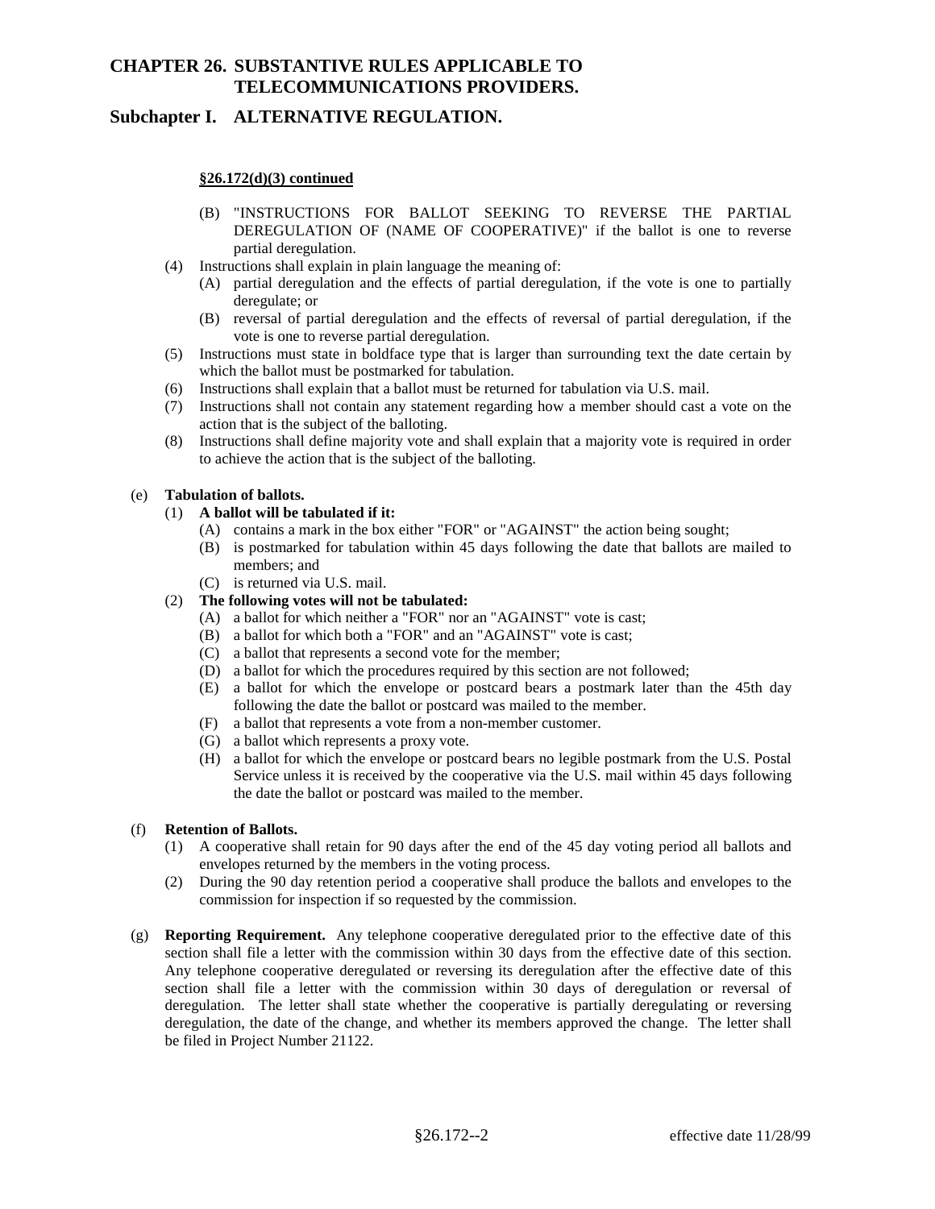**§26.172(d)(3) continued**

(B) "INSTRUCTIONS FOR BALLOT SEEKING TO REVERSE THE PARTIAL DEREGULATION OF (NAME OF COOPERATIVE)" if the ballot is one to reverse partial deregulation.

(4) Instructions shall explain in plain language the meaning of:
   (A) partial deregulation and the effects of partial deregulation, if the vote is one to partially deregulate; or
   (B) reversal of partial deregulation and the effects of reversal of partial deregulation, if the vote is one to reverse partial deregulation.

(5) Instructions must state in boldface type that is larger than surrounding text the date certain by which the ballot must be postmarked for tabulation.

(6) Instructions shall explain that a ballot must be returned for tabulation via U.S. mail.

(7) Instructions shall not contain any statement regarding how a member should cast a vote on the action that is the subject of the balloting.

(8) Instructions shall define majority vote and shall explain that a majority vote is required in order to achieve the action that is the subject of the balloting.

(e) **Tabulation of ballots.**

(1) **A ballot will be tabulated if it:**
   (A) contains a mark in the box either "FOR" or "AGAINST" the action being sought;
   (B) is postmarked for tabulation within 45 days following the date that ballots are mailed to members; and
   (C) is returned via U.S. mail.

(2) **The following votes will not be tabulated:**
   (A) a ballot for which neither a "FOR" nor an "AGAINST" vote is cast;
   (B) a ballot for which both a "FOR" and an "AGAINST" vote is cast;
   (C) a ballot that represents a second vote for the member;
   (D) a ballot for which the procedures required by this section are not followed;
   (E) a ballot for which the envelope or postcard bears a postmark later than the 45th day following the date the ballot or postcard was mailed to the member.
   (F) a ballot that represents a vote from a non-member customer.
   (G) a ballot which represents a proxy vote.
   (H) a ballot for which the envelope or postcard bears no legible postmark from the U.S. Postal Service unless it is received by the cooperative via the U.S. mail within 45 days following the date the ballot or postcard was mailed to the member.

(f) **Retention of Ballots.**

(1) A cooperative shall retain for 90 days after the end of the 45 day voting period all ballots and envelopes returned by the members in the voting process.

(2) During the 90 day retention period a cooperative shall produce the ballots and envelopes to the commission for inspection if so requested by the commission.

(g) **Reporting Requirement.** Any telephone cooperative deregulated prior to the effective date of this section shall file a letter with the commission within 30 days from the effective date of this section. Any telephone cooperative deregulated or reversing its deregulation after the effective date of this section shall file a letter with the commission within 30 days of deregulation or reversal of deregulation. The letter shall state whether the cooperative is partially deregulating or reversing deregulation, the date of the change, and whether its members approved the change. The letter shall be filed in Project Number 21122.